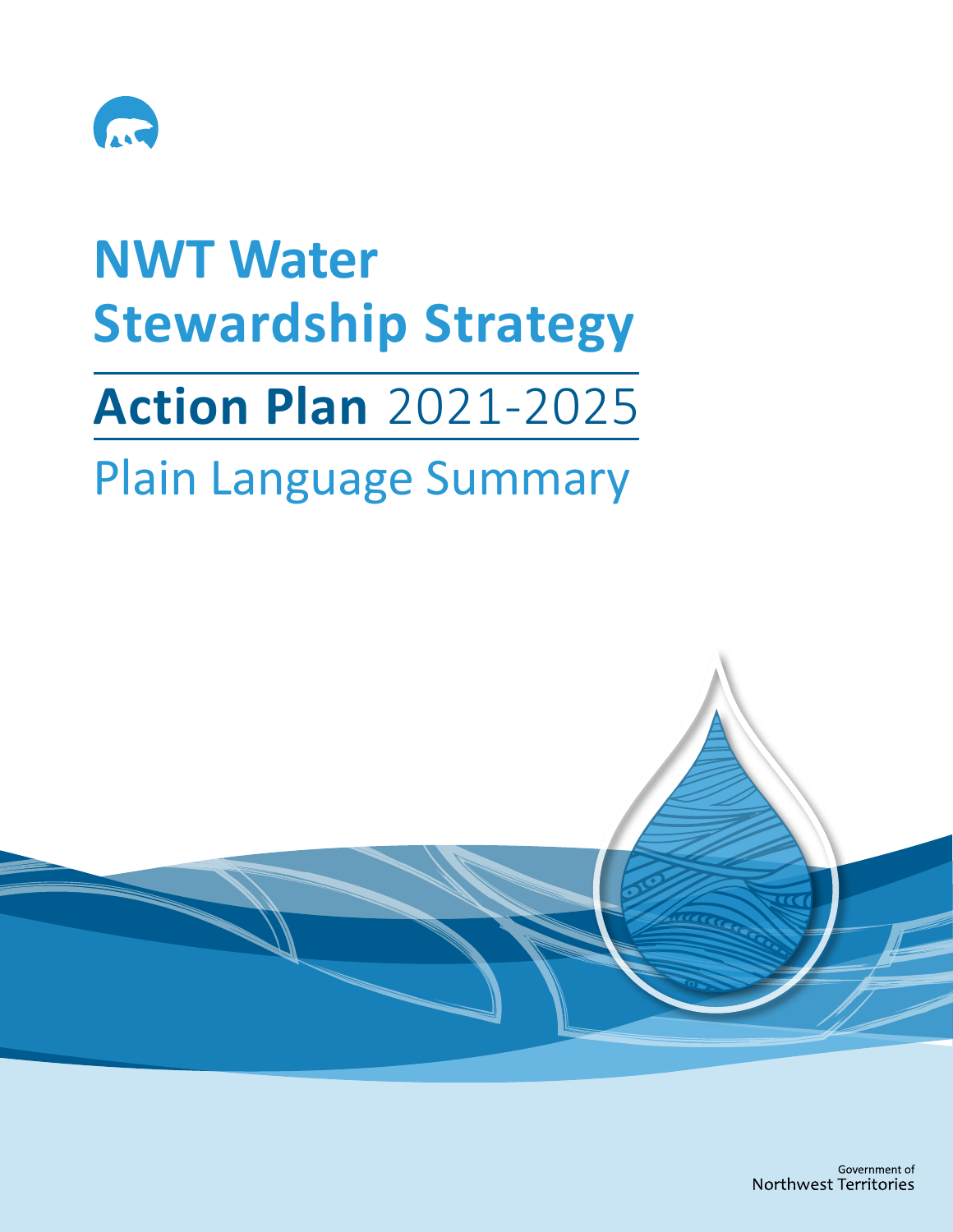# NWT Water Stewardship Strategy

## Action Plan 2021-2025

## Plain Language Summary

Government of
Northwest Territories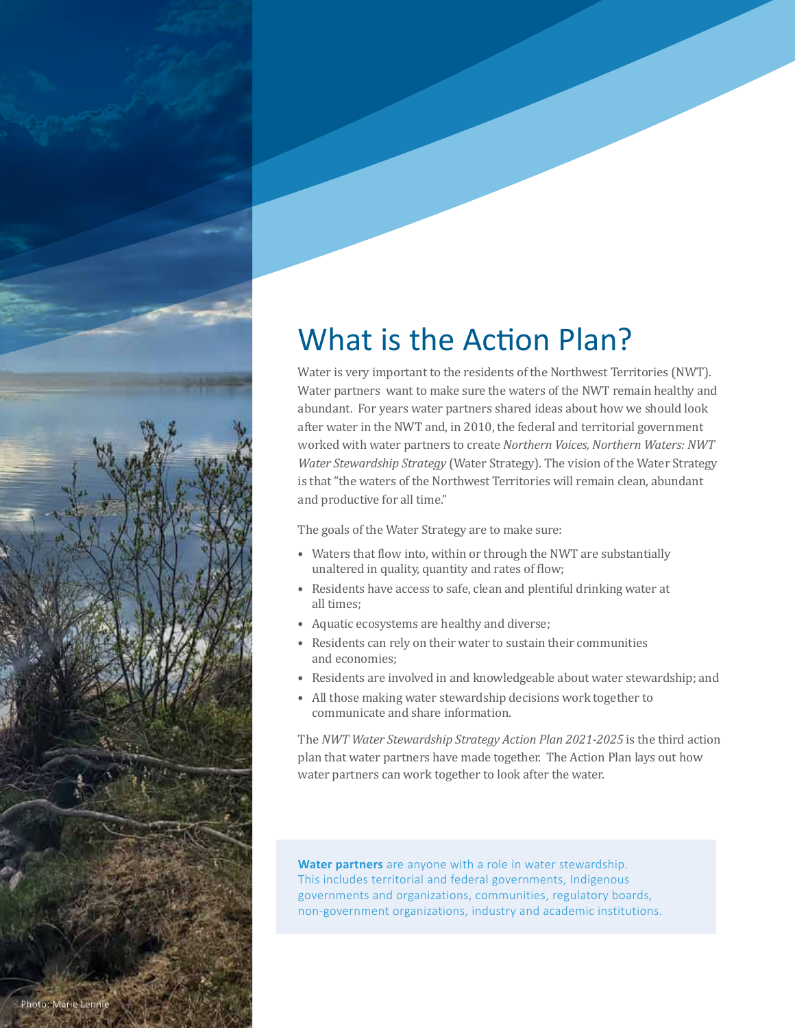# What is the Action Plan?

Water is very important to the residents of the Northwest Territories (NWT). Water partners want to make sure the waters of the NWT remain healthy and abundant. For years water partners shared ideas about how we should look after water in the NWT and, in 2010, the federal and territorial government worked with water partners to create *Northern Voices, Northern Waters: NWT Water Stewardship Strategy* (Water Strategy). The vision of the Water Strategy is that "the waters of the Northwest Territories will remain clean, abundant and productive for all time."

The goals of the Water Strategy are to make sure:

- Waters that flow into, within or through the NWT are substantially unaltered in quality, quantity and rates of flow;
- Residents have access to safe, clean and plentiful drinking water at all times;
- Aquatic ecosystems are healthy and diverse;
- Residents can rely on their water to sustain their communities and economies;
- Residents are involved in and knowledgeable about water stewardship; and
- All those making water stewardship decisions work together to communicate and share information.

The *NWT Water Stewardship Strategy Action Plan 2021-2025* is the third action plan that water partners have made together. The Action Plan lays out how water partners can work together to look after the water.

**Water partners** are anyone with a role in water stewardship. This includes territorial and federal governments, Indigenous governments and organizations, communities, regulatory boards, non-government organizations, industry and academic institutions.

Photo: Marie Lennie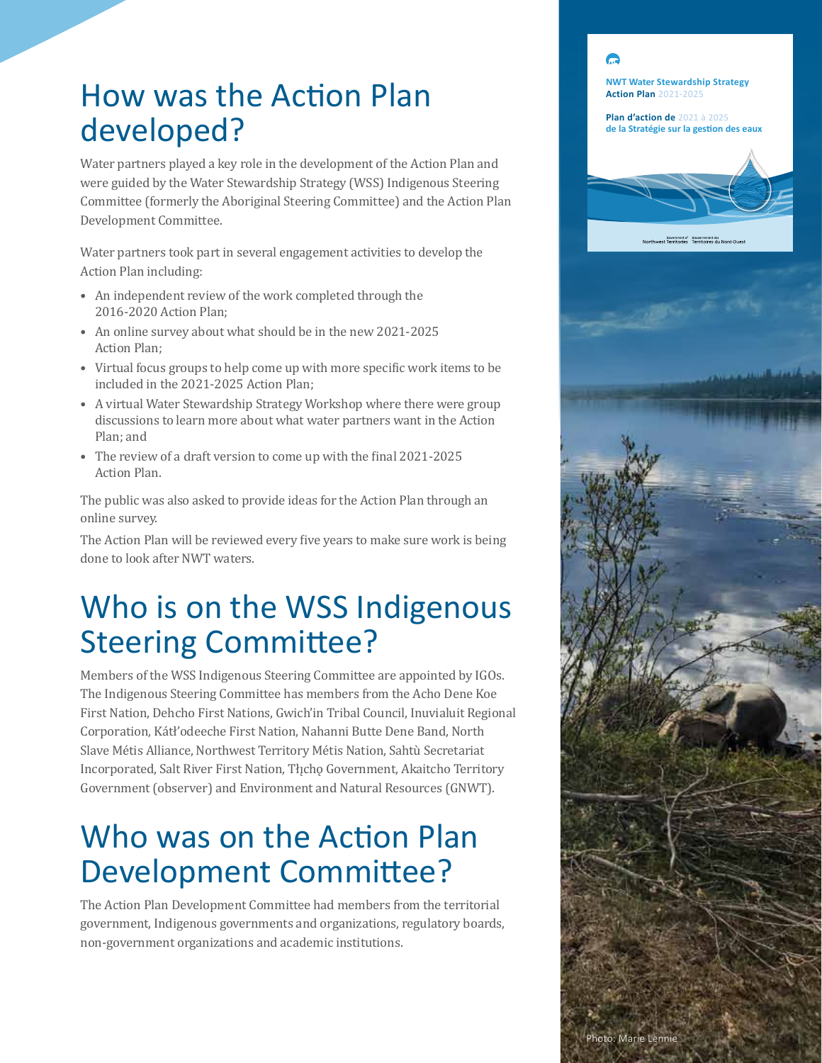# How was the Action Plan developed?

Water partners played a key role in the development of the Action Plan and were guided by the Water Stewardship Strategy (WSS) Indigenous Steering Committee (formerly the Aboriginal Steering Committee) and the Action Plan Development Committee.

Water partners took part in several engagement activities to develop the Action Plan including:

- An independent review of the work completed through the 2016-2020 Action Plan;
- An online survey about what should be in the new 2021-2025 Action Plan;
- Virtual focus groups to help come up with more specific work items to be included in the 2021-2025 Action Plan;
- A virtual Water Stewardship Strategy Workshop where there were group discussions to learn more about what water partners want in the Action Plan; and
- The review of a draft version to come up with the final 2021-2025 Action Plan.

The public was also asked to provide ideas for the Action Plan through an online survey.

The Action Plan will be reviewed every five years to make sure work is being done to look after NWT waters.

# Who is on the WSS Indigenous Steering Committee?

Members of the WSS Indigenous Steering Committee are appointed by IGOs. The Indigenous Steering Committee has members from the Acho Dene Koe First Nation, Dehcho First Nations, Gwich'in Tribal Council, Inuvialuit Regional Corporation, Kátł'odeeche First Nation, Nahanni Butte Dene Band, North Slave Métis Alliance, Northwest Territory Métis Nation, Sahtù Secretariat Incorporated, Salt River First Nation, Tłı̨chǫ Government, Akaitcho Territory Government (observer) and Environment and Natural Resources (GNWT).

# Who was on the Action Plan Development Committee?

The Action Plan Development Committee had members from the territorial government, Indigenous governments and organizations, regulatory boards, non-government organizations and academic institutions.

NWT Water Stewardship Strategy Action Plan 2021-2025

Plan d'action de 2021 à 2025 de la Stratégie sur la gestion des eaux

Photo: Marie Lennie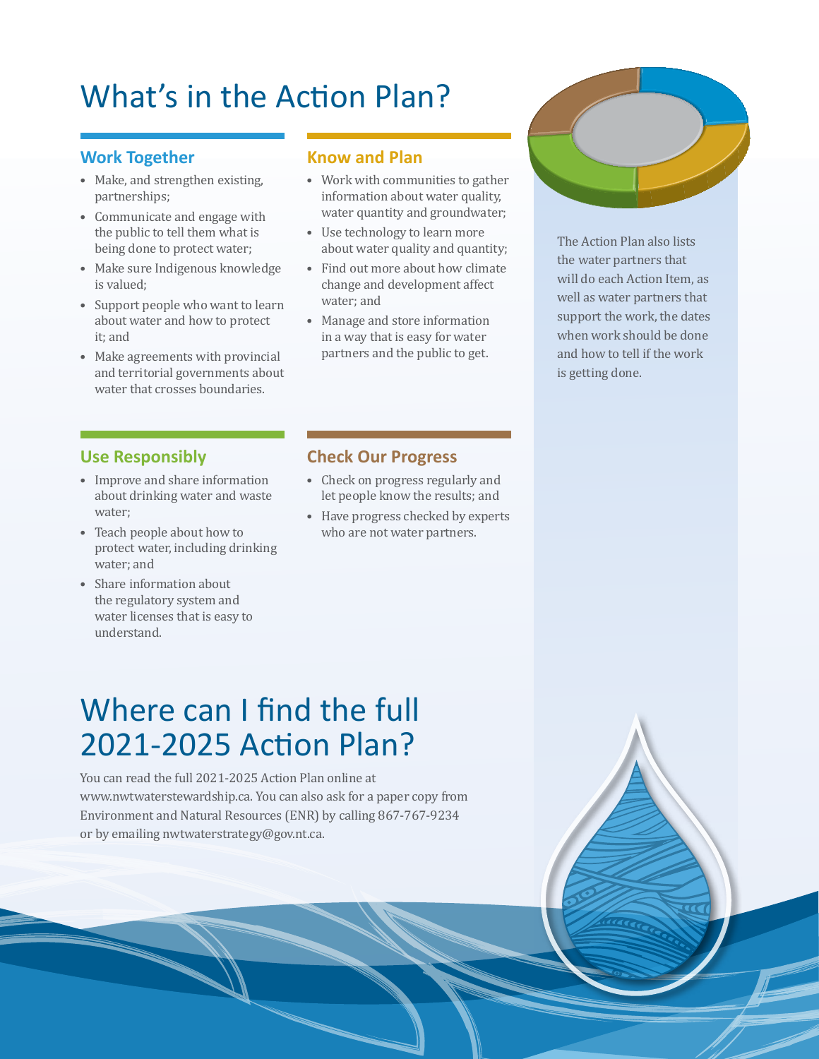# What's in the Action Plan?

## Work Together

- Make, and strengthen existing, partnerships;
- Communicate and engage with the public to tell them what is being done to protect water;
- Make sure Indigenous knowledge is valued;
- Support people who want to learn about water and how to protect it; and
- Make agreements with provincial and territorial governments about water that crosses boundaries.

## Know and Plan

- Work with communities to gather information about water quality, water quantity and groundwater;
- Use technology to learn more about water quality and quantity;
- Find out more about how climate change and development affect water; and
- Manage and store information in a way that is easy for water partners and the public to get.

## Use Responsibly

- Improve and share information about drinking water and waste water;
- Teach people about how to protect water, including drinking water; and
- Share information about the regulatory system and water licenses that is easy to understand.

## Check Our Progress

- Check on progress regularly and let people know the results; and
- Have progress checked by experts who are not water partners.

The Action Plan also lists the water partners that will do each Action Item, as well as water partners that support the work, the dates when work should be done and how to tell if the work is getting done.

# Where can I find the full 2021-2025 Action Plan?

You can read the full 2021-2025 Action Plan online at www.nwtwaterstewardship.ca. You can also ask for a paper copy from Environment and Natural Resources (ENR) by calling 867-767-9234 or by emailing nwtwaterstrategy@gov.nt.ca.